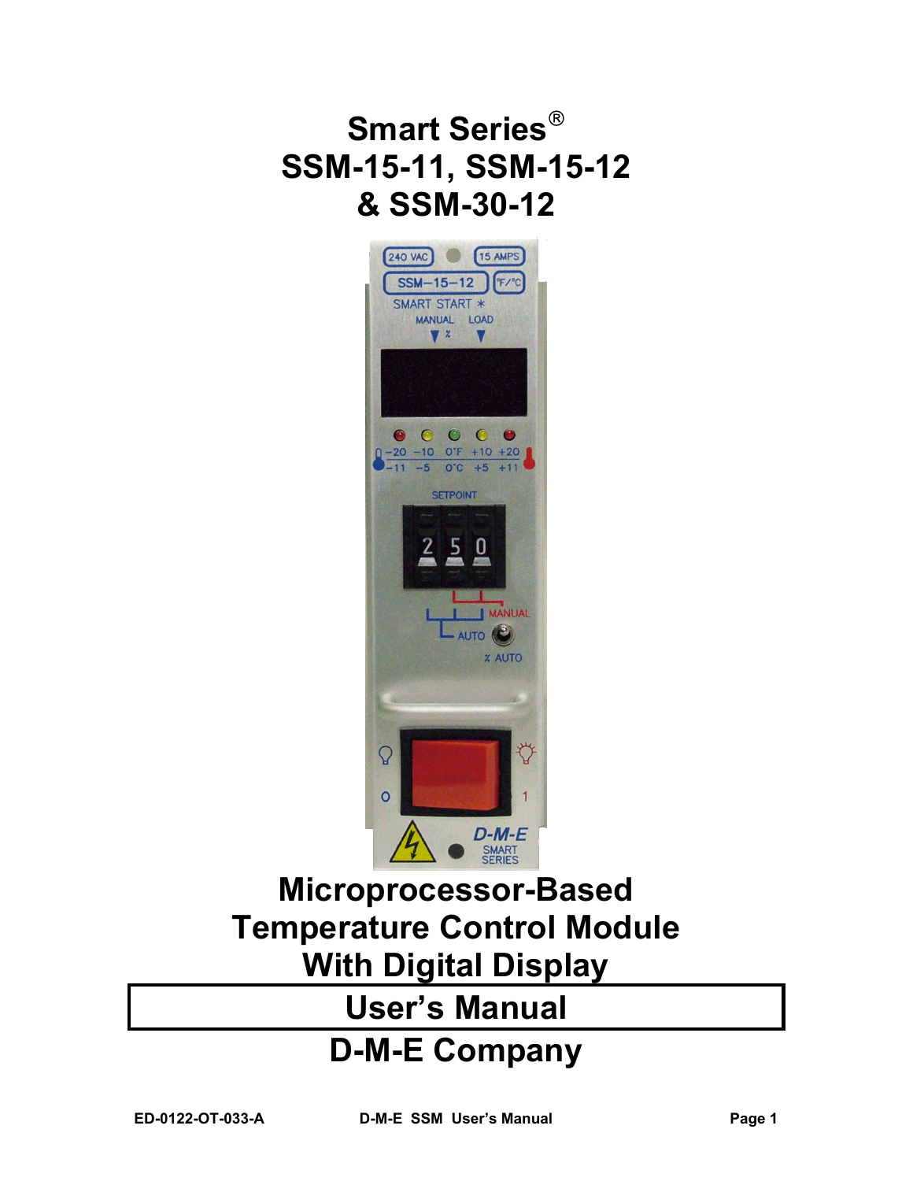# Smart Series®
# SSM-15-11, SSM-15-12
# & SSM-30-12

## Microprocessor-Based
## Temperature Control Module
## With Digital Display

## User's Manual

## D-M-E Company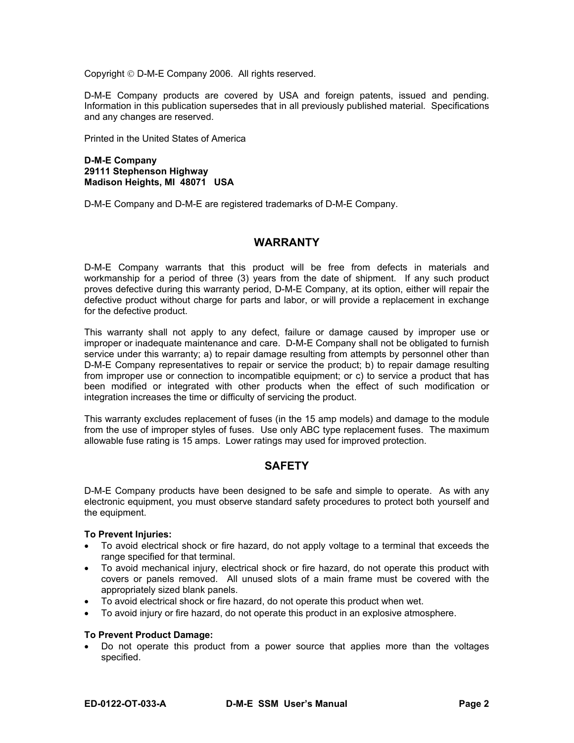Copyright © D-M-E Company 2006. All rights reserved.

D-M-E Company products are covered by USA and foreign patents, issued and pending. Information in this publication supersedes that in all previously published material. Specifications and any changes are reserved.

Printed in the United States of America

**D-M-E Company**
**29111 Stephenson Highway**
**Madison Heights, MI 48071 USA**

D-M-E Company and D-M-E are registered trademarks of D-M-E Company.

## WARRANTY

D-M-E Company warrants that this product will be free from defects in materials and workmanship for a period of three (3) years from the date of shipment. If any such product proves defective during this warranty period, D-M-E Company, at its option, either will repair the defective product without charge for parts and labor, or will provide a replacement in exchange for the defective product.

This warranty shall not apply to any defect, failure or damage caused by improper use or improper or inadequate maintenance and care. D-M-E Company shall not be obligated to furnish service under this warranty; a) to repair damage resulting from attempts by personnel other than D-M-E Company representatives to repair or service the product; b) to repair damage resulting from improper use or connection to incompatible equipment; or c) to service a product that has been modified or integrated with other products when the effect of such modification or integration increases the time or difficulty of servicing the product.

This warranty excludes replacement of fuses (in the 15 amp models) and damage to the module from the use of improper styles of fuses. Use only ABC type replacement fuses. The maximum allowable fuse rating is 15 amps. Lower ratings may used for improved protection.

## SAFETY

D-M-E Company products have been designed to be safe and simple to operate. As with any electronic equipment, you must observe standard safety procedures to protect both yourself and the equipment.

**To Prevent Injuries:**

- To avoid electrical shock or fire hazard, do not apply voltage to a terminal that exceeds the range specified for that terminal.
- To avoid mechanical injury, electrical shock or fire hazard, do not operate this product with covers or panels removed. All unused slots of a main frame must be covered with the appropriately sized blank panels.
- To avoid electrical shock or fire hazard, do not operate this product when wet.
- To avoid injury or fire hazard, do not operate this product in an explosive atmosphere.

**To Prevent Product Damage:**

- Do not operate this product from a power source that applies more than the voltages specified.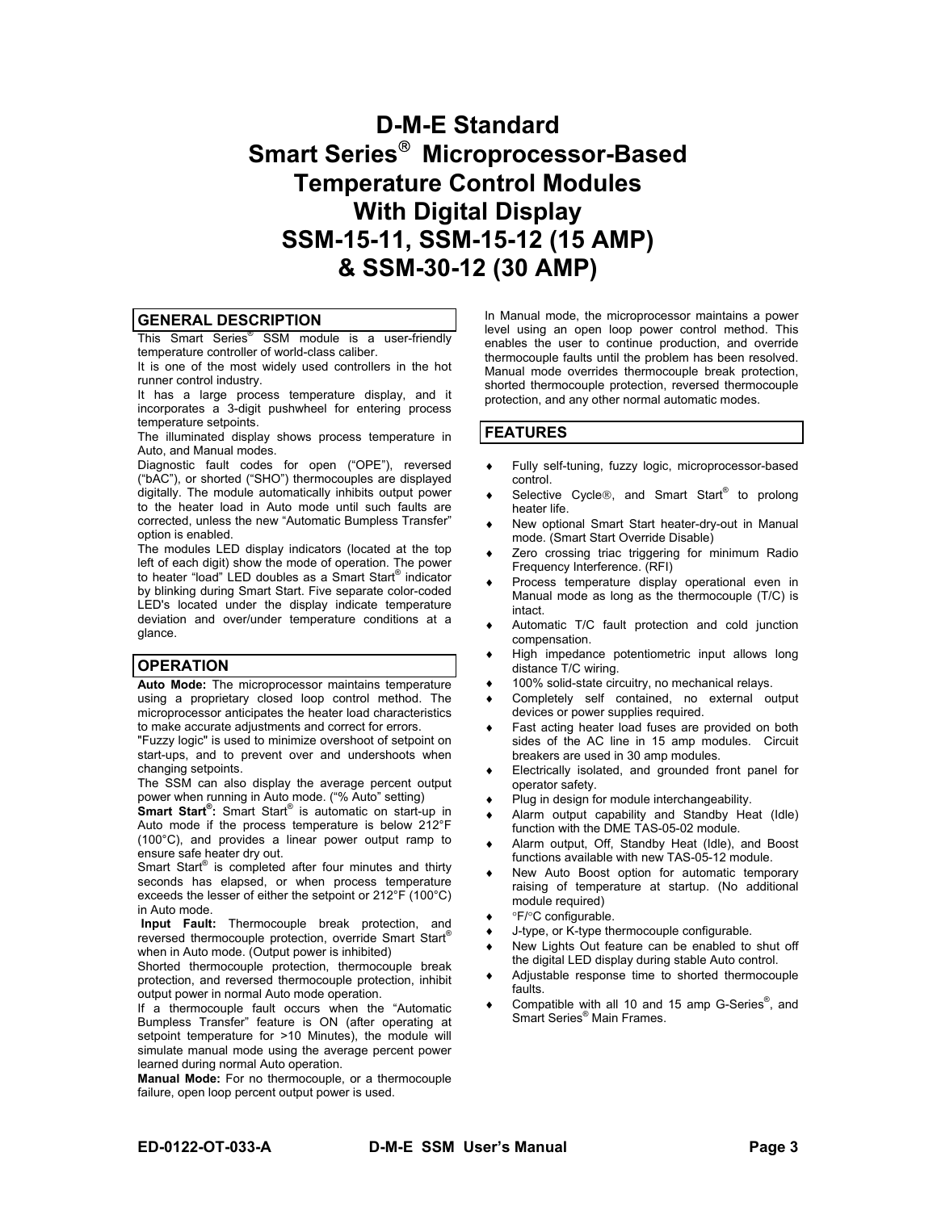# D-M-E Standard Smart Series® Microprocessor-Based Temperature Control Modules With Digital Display SSM-15-11, SSM-15-12 (15 AMP) & SSM-30-12 (30 AMP)

## GENERAL DESCRIPTION

This Smart Series® SSM module is a user-friendly temperature controller of world-class caliber.

It is one of the most widely used controllers in the hot runner control industry.

It has a large process temperature display, and it incorporates a 3-digit pushwheel for entering process temperature setpoints.

The illuminated display shows process temperature in Auto, and Manual modes.

Diagnostic fault codes for open ("OPE"), reversed ("bAC"), or shorted ("SHO") thermocouples are displayed digitally. The module automatically inhibits output power to the heater load in Auto mode until such faults are corrected, unless the new "Automatic Bumpless Transfer" option is enabled.

The modules LED display indicators (located at the top left of each digit) show the mode of operation. The power to heater "load" LED doubles as a Smart Start® indicator by blinking during Smart Start. Five separate color-coded LED's located under the display indicate temperature deviation and over/under temperature conditions at a glance.

## OPERATION

**Auto Mode:** The microprocessor maintains temperature using a proprietary closed loop control method. The microprocessor anticipates the heater load characteristics to make accurate adjustments and correct for errors.

"Fuzzy logic" is used to minimize overshoot of setpoint on start-ups, and to prevent over and undershoots when changing setpoints.

The SSM can also display the average percent output power when running in Auto mode. ("% Auto" setting)

**Smart Start®:** Smart Start® is automatic on start-up in Auto mode if the process temperature is below 212°F (100°C), and provides a linear power output ramp to ensure safe heater dry out.

Smart Start® is completed after four minutes and thirty seconds has elapsed, or when process temperature exceeds the lesser of either the setpoint or 212°F (100°C) in Auto mode.

**Input Fault:** Thermocouple break protection, and reversed thermocouple protection, override Smart Start® when in Auto mode. (Output power is inhibited)

Shorted thermocouple protection, thermocouple break protection, and reversed thermocouple protection, inhibit output power in normal Auto mode operation.

If a thermocouple fault occurs when the "Automatic Bumpless Transfer" feature is ON (after operating at setpoint temperature for >10 Minutes), the module will simulate manual mode using the average percent power learned during normal Auto operation.

**Manual Mode:** For no thermocouple, or a thermocouple failure, open loop percent output power is used.

In Manual mode, the microprocessor maintains a power level using an open loop power control method. This enables the user to continue production, and override thermocouple faults until the problem has been resolved. Manual mode overrides thermocouple break protection, shorted thermocouple protection, reversed thermocouple protection, and any other normal automatic modes.

## FEATURES

- Fully self-tuning, fuzzy logic, microprocessor-based control.
- Selective Cycle®, and Smart Start® to prolong heater life.
- New optional Smart Start heater-dry-out in Manual mode. (Smart Start Override Disable)
- Zero crossing triac triggering for minimum Radio Frequency Interference. (RFI)
- Process temperature display operational even in Manual mode as long as the thermocouple (T/C) is intact.
- Automatic T/C fault protection and cold junction compensation.
- High impedance potentiometric input allows long distance T/C wiring.
- 100% solid-state circuitry, no mechanical relays.
- Completely self contained, no external output devices or power supplies required.
- Fast acting heater load fuses are provided on both sides of the AC line in 15 amp modules. Circuit breakers are used in 30 amp modules.
- Electrically isolated, and grounded front panel for operator safety.
- Plug in design for module interchangeability.
- Alarm output capability and Standby Heat (Idle) function with the DME TAS-05-02 module.
- Alarm output, Off, Standby Heat (Idle), and Boost functions available with new TAS-05-12 module.
- New Auto Boost option for automatic temporary raising of temperature at startup. (No additional module required)
- °F/°C configurable.
- J-type, or K-type thermocouple configurable.
- New Lights Out feature can be enabled to shut off the digital LED display during stable Auto control.
- Adjustable response time to shorted thermocouple faults.
- Compatible with all 10 and 15 amp G-Series®, and Smart Series® Main Frames.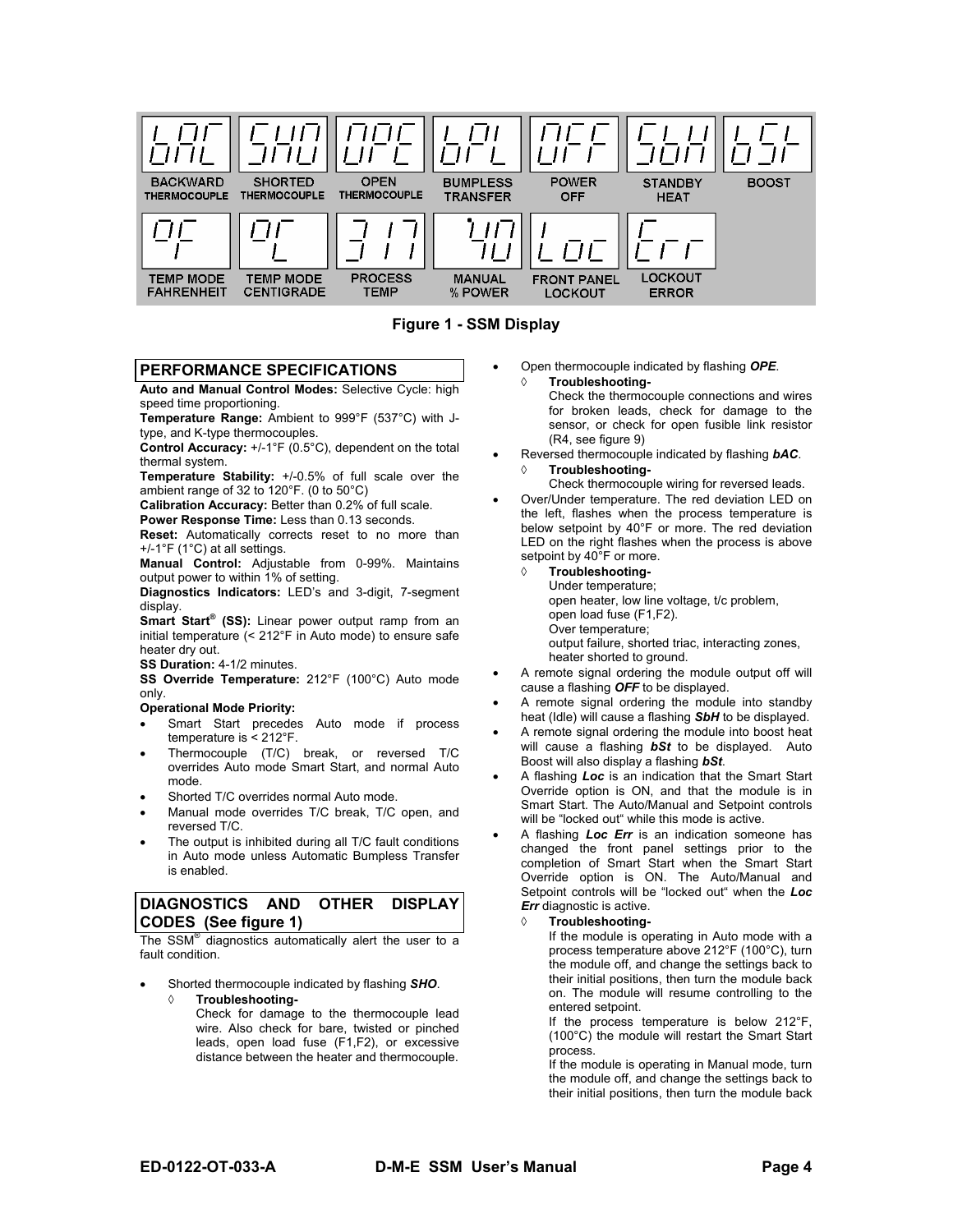| BACKWARD THERMOCOUPLE | SHORTED THERMOCOUPLE | OPEN THERMOCOUPLE | BUMPLESS TRANSFER | POWER OFF | STANDBY HEAT | BOOST |
|---|---|---|---|---|---|---|
| TEMP MODE FAHRENHEIT | TEMP MODE CENTIGRADE | PROCESS TEMP | MANUAL % POWER | FRONT PANEL LOCKOUT | LOCKOUT ERROR | |

**Figure 1 - SSM Display**

## PERFORMANCE SPECIFICATIONS

**Auto and Manual Control Modes:** Selective Cycle: high speed time proportioning.

**Temperature Range:** Ambient to 999°F (537°C) with J-type, and K-type thermocouples.

**Control Accuracy:** +/-1°F (0.5°C), dependent on the total thermal system.

**Temperature Stability:** +/-0.5% of full scale over the ambient range of 32 to 120°F. (0 to 50°C)

**Calibration Accuracy:** Better than 0.2% of full scale.

**Power Response Time:** Less than 0.13 seconds.

**Reset:** Automatically corrects reset to no more than +/-1°F (1°C) at all settings.

**Manual Control:** Adjustable from 0-99%. Maintains output power to within 1% of setting.

**Diagnostics Indicators:** LED's and 3-digit, 7-segment display.

**Smart Start® (SS):** Linear power output ramp from an initial temperature (< 212°F in Auto mode) to ensure safe heater dry out.

**SS Duration:** 4-1/2 minutes.

**SS Override Temperature:** 212°F (100°C) Auto mode only.

**Operational Mode Priority:**

- Smart Start precedes Auto mode if process temperature is < 212°F.
- Thermocouple (T/C) break, or reversed T/C overrides Auto mode Smart Start, and normal Auto mode.
- Shorted T/C overrides normal Auto mode.
- Manual mode overrides T/C break, T/C open, and reversed T/C.
- The output is inhibited during all T/C fault conditions in Auto mode unless Automatic Bumpless Transfer is enabled.

## DIAGNOSTICS AND OTHER DISPLAY CODES (See figure 1)

The SSM® diagnostics automatically alert the user to a fault condition.

- Shorted thermocouple indicated by flashing ***SHO***.
  - ◊ **Troubleshooting-**
    Check for damage to the thermocouple lead wire. Also check for bare, twisted or pinched leads, open load fuse (F1,F2), or excessive distance between the heater and thermocouple.
- Open thermocouple indicated by flashing ***OPE***.
  - ◊ **Troubleshooting-**
    Check the thermocouple connections and wires for broken leads, check for damage to the sensor, or check for open fusible link resistor (R4, see figure 9)
- Reversed thermocouple indicated by flashing ***bAC***.
  - ◊ **Troubleshooting-**
    Check thermocouple wiring for reversed leads.
- Over/Under temperature. The red deviation LED on the left, flashes when the process temperature is below setpoint by 40°F or more. The red deviation LED on the right flashes when the process is above setpoint by 40°F or more.
  - ◊ **Troubleshooting-**
    Under temperature;
    open heater, low line voltage, t/c problem, open load fuse (F1,F2).
    Over temperature;
    output failure, shorted triac, interacting zones, heater shorted to ground.
- A remote signal ordering the module output off will cause a flashing ***OFF*** to be displayed.
- A remote signal ordering the module into standby heat (Idle) will cause a flashing ***SbH*** to be displayed.
- A remote signal ordering the module into boost heat will cause a flashing ***bSt*** to be displayed. Auto Boost will also display a flashing ***bSt***.
- A flashing ***Loc*** is an indication that the Smart Start Override option is ON, and that the module is in Smart Start. The Auto/Manual and Setpoint controls will be "locked out" while this mode is active.
- A flashing ***Loc Err*** is an indication someone has changed the front panel settings prior to the completion of Smart Start when the Smart Start Override option is ON. The Auto/Manual and Setpoint controls will be "locked out" when the ***Loc Err*** diagnostic is active.
  - ◊ **Troubleshooting-**
    If the module is operating in Auto mode with a process temperature above 212°F (100°C), turn the module off, and change the settings back to their initial positions, then turn the module back on. The module will resume controlling to the entered setpoint.
    If the process temperature is below 212°F, (100°C) the module will restart the Smart Start process.
    If the module is operating in Manual mode, turn the module off, and change the settings back to their initial positions, then turn the module back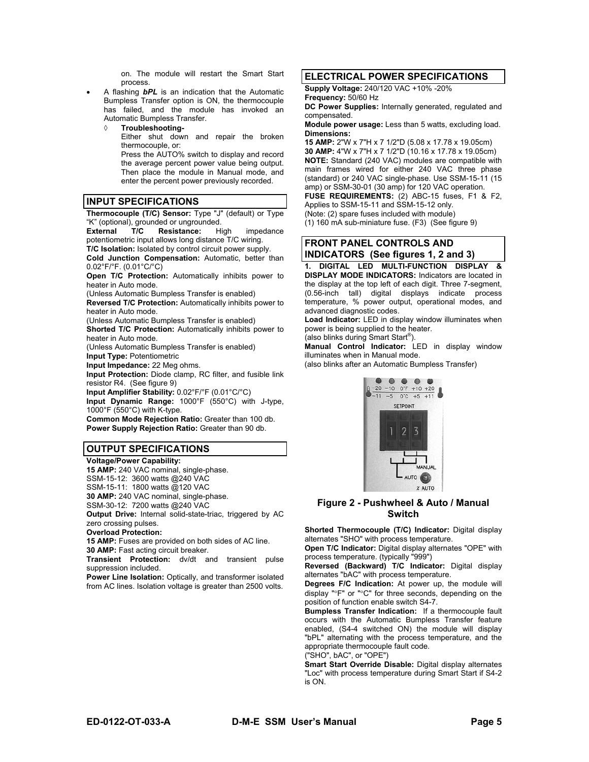on. The module will restart the Smart Start process.

- A flashing ***bPL*** is an indication that the Automatic Bumpless Transfer option is ON, the thermocouple has failed, and the module has invoked an Automatic Bumpless Transfer.
  - ◊ **Troubleshooting-**
    Either shut down and repair the broken thermocouple, or:
    Press the AUTO% switch to display and record the average percent power value being output. Then place the module in Manual mode, and enter the percent power previously recorded.

## INPUT SPECIFICATIONS

**Thermocouple (T/C) Sensor:** Type "J" (default) or Type "K" (optional), grounded or ungrounded.
**External T/C Resistance:** High impedance potentiometric input allows long distance T/C wiring.
**T/C Isolation:** Isolated by control circuit power supply.
**Cold Junction Compensation:** Automatic, better than 0.02°F/°F. (0.01°C/°C)
**Open T/C Protection:** Automatically inhibits power to heater in Auto mode.
(Unless Automatic Bumpless Transfer is enabled)
**Reversed T/C Protection:** Automatically inhibits power to heater in Auto mode.
(Unless Automatic Bumpless Transfer is enabled)
**Shorted T/C Protection:** Automatically inhibits power to heater in Auto mode.
(Unless Automatic Bumpless Transfer is enabled)
**Input Type:** Potentiometric
**Input Impedance:** 22 Meg ohms.
**Input Protection:** Diode clamp, RC filter, and fusible link resistor R4. (See figure 9)
**Input Amplifier Stability:** 0.02°F/°F (0.01°C/°C)
**Input Dynamic Range:** 1000°F (550°C) with J-type, 1000°F (550°C) with K-type.
**Common Mode Rejection Ratio:** Greater than 100 db.
**Power Supply Rejection Ratio:** Greater than 90 db.

## OUTPUT SPECIFICATIONS

**Voltage/Power Capability:**
**15 AMP:** 240 VAC nominal, single-phase.
SSM-15-12: 3600 watts @240 VAC
SSM-15-11: 1800 watts @120 VAC
**30 AMP:** 240 VAC nominal, single-phase.
SSM-30-12: 7200 watts @240 VAC
**Output Drive:** Internal solid-state-triac, triggered by AC zero crossing pulses.
**Overload Protection:**
**15 AMP:** Fuses are provided on both sides of AC line.
**30 AMP:** Fast acting circuit breaker.
**Transient Protection:** dv/dt and transient pulse suppression included.
**Power Line Isolation:** Optically, and transformer isolated from AC lines. Isolation voltage is greater than 2500 volts.

## ELECTRICAL POWER SPECIFICATIONS

**Supply Voltage:** 240/120 VAC +10% -20%
**Frequency:** 50/60 Hz
**DC Power Supplies:** Internally generated, regulated and compensated.
**Module power usage:** Less than 5 watts, excluding load.
**Dimensions:**
**15 AMP:** 2"W x 7"H x 7 1/2"D (5.08 x 17.78 x 19.05cm)
**30 AMP:** 4"W x 7"H x 7 1/2"D (10.16 x 17.78 x 19.05cm)
**NOTE:** Standard (240 VAC) modules are compatible with main frames wired for either 240 VAC three phase (standard) or 240 VAC single-phase. Use SSM-15-11 (15 amp) or SSM-30-01 (30 amp) for 120 VAC operation.
**FUSE REQUIREMENTS:** (2) ABC-15 fuses, F1 & F2, Applies to SSM-15-11 and SSM-15-12 only.
(Note: (2) spare fuses included with module)
(1) 160 mA sub-miniature fuse. (F3) (See figure 9)

## FRONT PANEL CONTROLS AND INDICATORS (See figures 1, 2 and 3)

**1. DIGITAL LED MULTI-FUNCTION DISPLAY & DISPLAY MODE INDICATORS:** Indicators are located in the display at the top left of each digit. Three 7-segment, (0.56-inch tall) digital displays indicate process temperature, % power output, operational modes, and advanced diagnostic codes.
**Load Indicator:** LED in display window illuminates when power is being supplied to the heater.
(also blinks during Smart Start®).
**Manual Control Indicator:** LED in display window illuminates when in Manual mode.
(also blinks after an Automatic Bumpless Transfer)

**Figure 2 - Pushwheel & Auto / Manual Switch**

**Shorted Thermocouple (T/C) Indicator:** Digital display alternates "SHO" with process temperature.
**Open T/C Indicator:** Digital display alternates "OPE" with process temperature. (typically "999")
**Reversed (Backward) T/C Indicator:** Digital display alternates "bAC" with process temperature.
**Degrees F/C Indication:** At power up, the module will display "°F" or "°C" for three seconds, depending on the position of function enable switch S4-7.
**Bumpless Transfer Indication:** If a thermocouple fault occurs with the Automatic Bumpless Transfer feature enabled, (S4-4 switched ON) the module will display "bPL" alternating with the process temperature, and the appropriate thermocouple fault code.
("SHO", bAC", or "OPE")
**Smart Start Override Disable:** Digital display alternates "Loc" with process temperature during Smart Start if S4-2 is ON.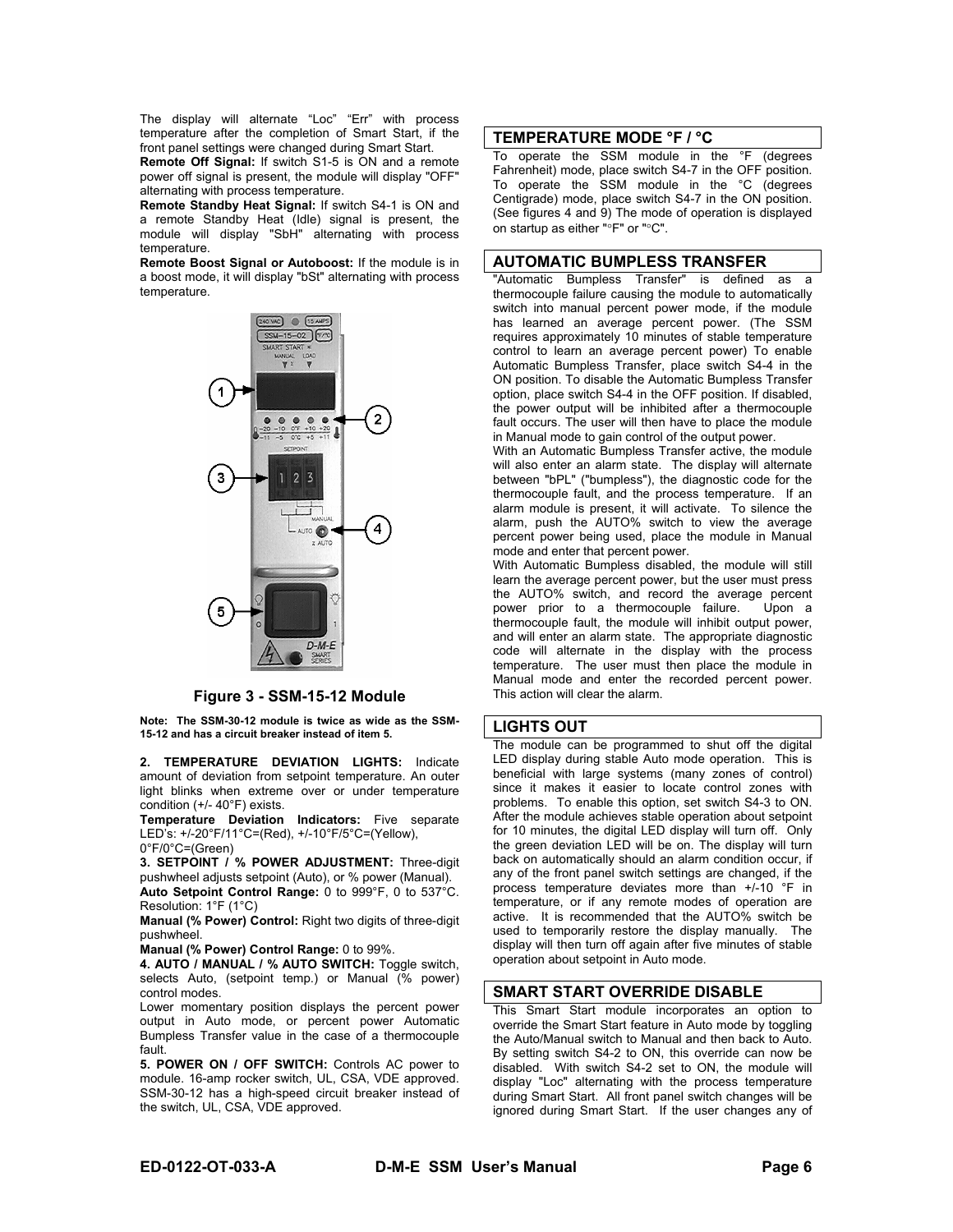The display will alternate “Loc” “Err” with process temperature after the completion of Smart Start, if the front panel settings were changed during Smart Start.

**Remote Off Signal:** If switch S1-5 is ON and a remote power off signal is present, the module will display "OFF" alternating with process temperature.

**Remote Standby Heat Signal:** If switch S4-1 is ON and a remote Standby Heat (Idle) signal is present, the module will display "SbH" alternating with process temperature.

**Remote Boost Signal or Autoboost:** If the module is in a boost mode, it will display "bSt" alternating with process temperature.

**Figure 3 - SSM-15-12 Module**

**Note: The SSM-30-12 module is twice as wide as the SSM-15-12 and has a circuit breaker instead of item 5.**

**2. TEMPERATURE DEVIATION LIGHTS:** Indicate amount of deviation from setpoint temperature. An outer light blinks when extreme over or under temperature condition (+/- 40°F) exists.

**Temperature Deviation Indicators:** Five separate LED’s: +/-20°F/11°C=(Red), +/-10°F/5°C=(Yellow), 0°F/0°C=(Green)

**3. SETPOINT / % POWER ADJUSTMENT:** Three-digit pushwheel adjusts setpoint (Auto), or % power (Manual).

**Auto Setpoint Control Range:** 0 to 999°F, 0 to 537°C. Resolution: 1°F (1°C)

**Manual (% Power) Control:** Right two digits of three-digit pushwheel.

**Manual (% Power) Control Range:** 0 to 99%.

**4. AUTO / MANUAL / % AUTO SWITCH:** Toggle switch, selects Auto, (setpoint temp.) or Manual (% power) control modes.

Lower momentary position displays the percent power output in Auto mode, or percent power Automatic Bumpless Transfer value in the case of a thermocouple fault.

**5. POWER ON / OFF SWITCH:** Controls AC power to module. 16-amp rocker switch, UL, CSA, VDE approved. SSM-30-12 has a high-speed circuit breaker instead of the switch, UL, CSA, VDE approved.

## TEMPERATURE MODE °F / °C

To operate the SSM module in the °F (degrees Fahrenheit) mode, place switch S4-7 in the OFF position. To operate the SSM module in the °C (degrees Centigrade) mode, place switch S4-7 in the ON position. (See figures 4 and 9) The mode of operation is displayed on startup as either "°F" or "°C".

## AUTOMATIC BUMPLESS TRANSFER

"Automatic Bumpless Transfer" is defined as a thermocouple failure causing the module to automatically switch into manual percent power mode, if the module has learned an average percent power. (The SSM requires approximately 10 minutes of stable temperature control to learn an average percent power) To enable Automatic Bumpless Transfer, place switch S4-4 in the ON position. To disable the Automatic Bumpless Transfer option, place switch S4-4 in the OFF position. If disabled, the power output will be inhibited after a thermocouple fault occurs. The user will then have to place the module in Manual mode to gain control of the output power.

With an Automatic Bumpless Transfer active, the module will also enter an alarm state. The display will alternate between "bPL" ("bumpless"), the diagnostic code for the thermocouple fault, and the process temperature. If an alarm module is present, it will activate. To silence the alarm, push the AUTO% switch to view the average percent power being used, place the module in Manual mode and enter that percent power.

With Automatic Bumpless disabled, the module will still learn the average percent power, but the user must press the AUTO% switch, and record the average percent power prior to a thermocouple failure. Upon a thermocouple fault, the module will inhibit output power, and will enter an alarm state. The appropriate diagnostic code will alternate in the display with the process temperature. The user must then place the module in Manual mode and enter the recorded percent power. This action will clear the alarm.

## LIGHTS OUT

The module can be programmed to shut off the digital LED display during stable Auto mode operation. This is beneficial with large systems (many zones of control) since it makes it easier to locate control zones with problems. To enable this option, set switch S4-3 to ON. After the module achieves stable operation about setpoint for 10 minutes, the digital LED display will turn off. Only the green deviation LED will be on. The display will turn back on automatically should an alarm condition occur, if any of the front panel switch settings are changed, if the process temperature deviates more than +/-10 °F in temperature, or if any remote modes of operation are active. It is recommended that the AUTO% switch be used to temporarily restore the display manually. The display will then turn off again after five minutes of stable operation about setpoint in Auto mode.

## SMART START OVERRIDE DISABLE

This Smart Start module incorporates an option to override the Smart Start feature in Auto mode by toggling the Auto/Manual switch to Manual and then back to Auto. By setting switch S4-2 to ON, this override can now be disabled. With switch S4-2 set to ON, the module will display "Loc" alternating with the process temperature during Smart Start. All front panel switch changes will be ignored during Smart Start. If the user changes any of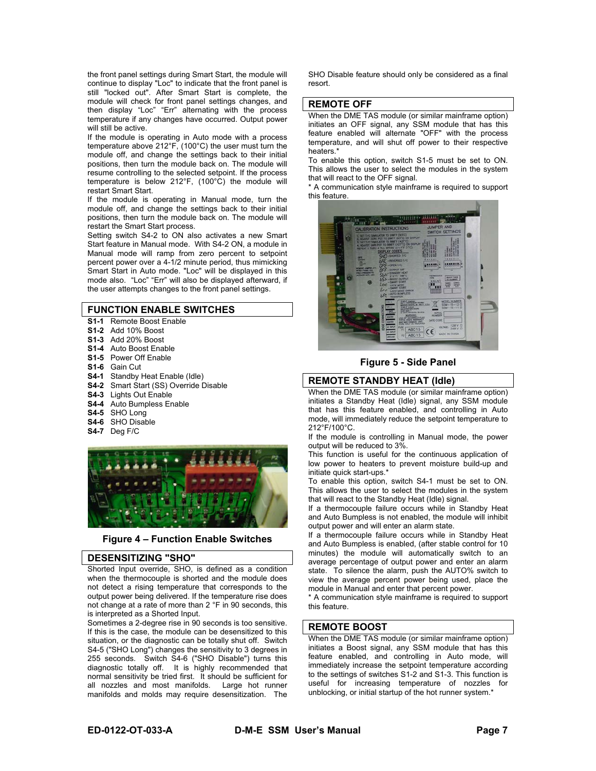the front panel settings during Smart Start, the module will continue to display "Loc" to indicate that the front panel is still "locked out". After Smart Start is complete, the module will check for front panel settings changes, and then display "Loc" "Err" alternating with the process temperature if any changes have occurred. Output power will still be active.

If the module is operating in Auto mode with a process temperature above 212°F, (100°C) the user must turn the module off, and change the settings back to their initial positions, then turn the module back on. The module will resume controlling to the selected setpoint. If the process temperature is below 212°F, (100°C) the module will restart Smart Start.

If the module is operating in Manual mode, turn the module off, and change the settings back to their initial positions, then turn the module back on. The module will restart the Smart Start process.

Setting switch S4-2 to ON also activates a new Smart Start feature in Manual mode. With S4-2 ON, a module in Manual mode will ramp from zero percent to setpoint percent power over a 4-1/2 minute period, thus mimicking Smart Start in Auto mode. "Loc" will be displayed in this mode also. "Loc" "Err" will also be displayed afterward, if the user attempts changes to the front panel settings.

## FUNCTION ENABLE SWITCHES

- **S1-1** Remote Boost Enable
- **S1-2** Add 10% Boost
- **S1-3** Add 20% Boost
- **S1-4** Auto Boost Enable
- **S1-5** Power Off Enable
- **S1-6** Gain Cut
- **S4-1** Standby Heat Enable (Idle)
- **S4-2** Smart Start (SS) Override Disable
- **S4-3** Lights Out Enable
- **S4-4** Auto Bumpless Enable
- **S4-5** SHO Long
- **S4-6** SHO Disable
- **S4-7** Deg F/C

**Figure 4 – Function Enable Switches**

## DESENSITIZING "SHO"

Shorted Input override, SHO, is defined as a condition when the thermocouple is shorted and the module does not detect a rising temperature that corresponds to the output power being delivered. If the temperature rise does not change at a rate of more than 2 °F in 90 seconds, this is interpreted as a Shorted Input.

Sometimes a 2-degree rise in 90 seconds is too sensitive. If this is the case, the module can be desensitized to this situation, or the diagnostic can be totally shut off. Switch S4-5 ("SHO Long") changes the sensitivity to 3 degrees in 255 seconds. Switch S4-6 ("SHO Disable") turns this diagnostic totally off. It is highly recommended that normal sensitivity be tried first. It should be sufficient for all nozzles and most manifolds. Large hot runner manifolds and molds may require desensitization. The SHO Disable feature should only be considered as a final resort.

## REMOTE OFF

When the DME TAS module (or similar mainframe option) initiates an OFF signal, any SSM module that has this feature enabled will alternate "OFF" with the process temperature, and will shut off power to their respective heaters.*

To enable this option, switch S1-5 must be set to ON. This allows the user to select the modules in the system that will react to the OFF signal.

* A communication style mainframe is required to support this feature.

**Figure 5 - Side Panel**

## REMOTE STANDBY HEAT (Idle)

When the DME TAS module (or similar mainframe option) initiates a Standby Heat (Idle) signal, any SSM module that has this feature enabled, and controlling in Auto mode, will immediately reduce the setpoint temperature to 212°F/100°C.

If the module is controlling in Manual mode, the power output will be reduced to 3%.

This function is useful for the continuous application of low power to heaters to prevent moisture build-up and initiate quick start-ups.*

To enable this option, switch S4-1 must be set to ON. This allows the user to select the modules in the system that will react to the Standby Heat (Idle) signal.

If a thermocouple failure occurs while in Standby Heat and Auto Bumpless is not enabled, the module will inhibit output power and will enter an alarm state.

If a thermocouple failure occurs while in Standby Heat and Auto Bumpless is enabled, (after stable control for 10 minutes) the module will automatically switch to an average percentage of output power and enter an alarm state. To silence the alarm, push the AUTO% switch to view the average percent power being used, place the module in Manual and enter that percent power.

* A communication style mainframe is required to support this feature.

## REMOTE BOOST

When the DME TAS module (or similar mainframe option) initiates a Boost signal, any SSM module that has this feature enabled, and controlling in Auto mode, will immediately increase the setpoint temperature according to the settings of switches S1-2 and S1-3. This function is useful for increasing temperature of nozzles for unblocking, or initial startup of the hot runner system.*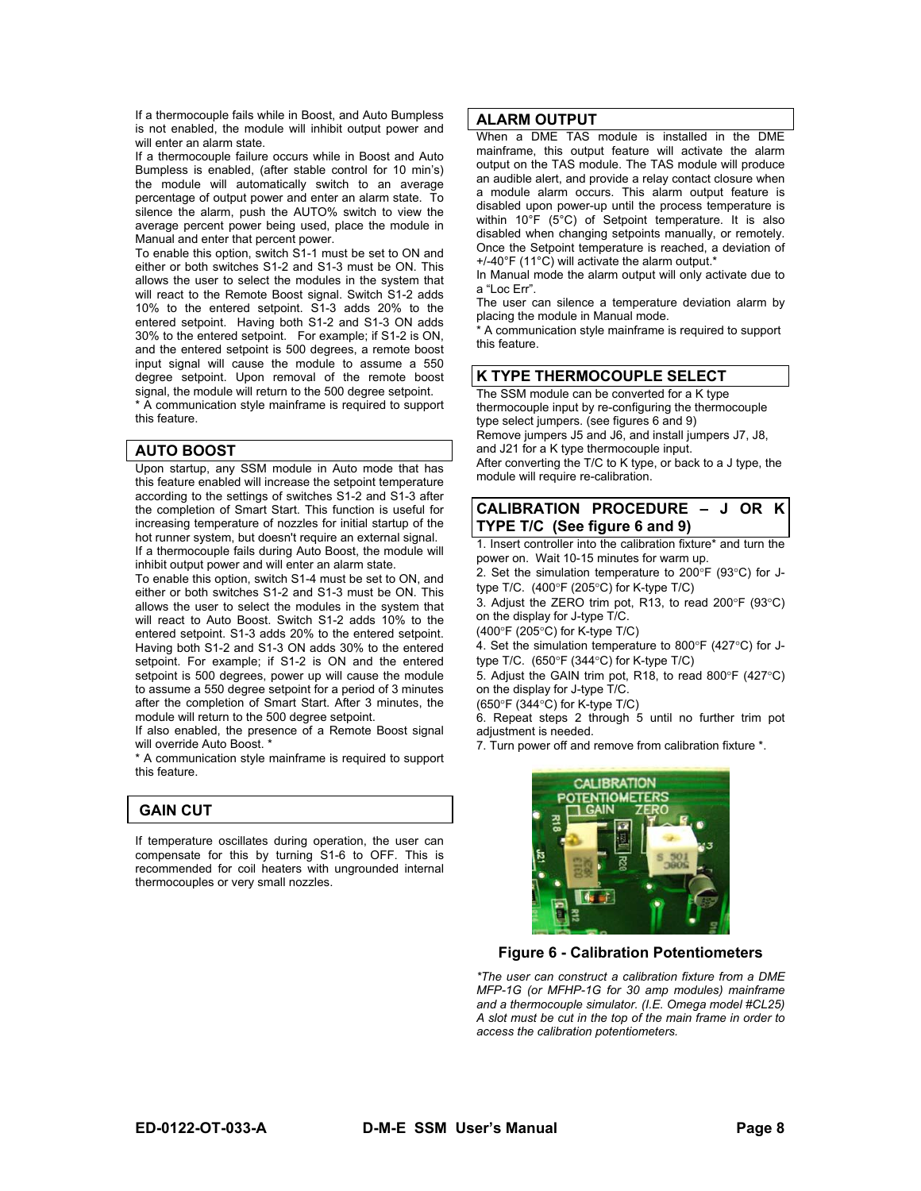If a thermocouple fails while in Boost, and Auto Bumpless is not enabled, the module will inhibit output power and will enter an alarm state.

If a thermocouple failure occurs while in Boost and Auto Bumpless is enabled, (after stable control for 10 min's) the module will automatically switch to an average percentage of output power and enter an alarm state. To silence the alarm, push the AUTO% switch to view the average percent power being used, place the module in Manual and enter that percent power.

To enable this option, switch S1-1 must be set to ON and either or both switches S1-2 and S1-3 must be ON. This allows the user to select the modules in the system that will react to the Remote Boost signal. Switch S1-2 adds 10% to the entered setpoint. S1-3 adds 20% to the entered setpoint. Having both S1-2 and S1-3 ON adds 30% to the entered setpoint. For example; if S1-2 is ON, and the entered setpoint is 500 degrees, a remote boost input signal will cause the module to assume a 550 degree setpoint. Upon removal of the remote boost signal, the module will return to the 500 degree setpoint.

* A communication style mainframe is required to support this feature.

## AUTO BOOST

Upon startup, any SSM module in Auto mode that has this feature enabled will increase the setpoint temperature according to the settings of switches S1-2 and S1-3 after the completion of Smart Start. This function is useful for increasing temperature of nozzles for initial startup of the hot runner system, but doesn't require an external signal.

If a thermocouple fails during Auto Boost, the module will inhibit output power and will enter an alarm state.

To enable this option, switch S1-4 must be set to ON, and either or both switches S1-2 and S1-3 must be ON. This allows the user to select the modules in the system that will react to Auto Boost. Switch S1-2 adds 10% to the entered setpoint. S1-3 adds 20% to the entered setpoint. Having both S1-2 and S1-3 ON adds 30% to the entered setpoint. For example; if S1-2 is ON and the entered setpoint is 500 degrees, power up will cause the module to assume a 550 degree setpoint for a period of 3 minutes after the completion of Smart Start. After 3 minutes, the module will return to the 500 degree setpoint.

If also enabled, the presence of a Remote Boost signal will override Auto Boost. *

* A communication style mainframe is required to support this feature.

## GAIN CUT

If temperature oscillates during operation, the user can compensate for this by turning S1-6 to OFF. This is recommended for coil heaters with ungrounded internal thermocouples or very small nozzles.

## ALARM OUTPUT

When a DME TAS module is installed in the DME mainframe, this output feature will activate the alarm output on the TAS module. The TAS module will produce an audible alert, and provide a relay contact closure when a module alarm occurs. This alarm output feature is disabled upon power-up until the process temperature is within 10°F (5°C) of Setpoint temperature. It is also disabled when changing setpoints manually, or remotely. Once the Setpoint temperature is reached, a deviation of +/-40°F (11°C) will activate the alarm output.*

In Manual mode the alarm output will only activate due to a "Loc Err".

The user can silence a temperature deviation alarm by placing the module in Manual mode.

* A communication style mainframe is required to support this feature.

## K TYPE THERMOCOUPLE SELECT

The SSM module can be converted for a K type thermocouple input by re-configuring the thermocouple type select jumpers. (see figures 6 and 9)

Remove jumpers J5 and J6, and install jumpers J7, J8, and J21 for a K type thermocouple input.

After converting the T/C to K type, or back to a J type, the module will require re-calibration.

## CALIBRATION PROCEDURE – J OR K TYPE T/C (See figure 6 and 9)

1. Insert controller into the calibration fixture* and turn the power on. Wait 10-15 minutes for warm up.
2. Set the simulation temperature to 200°F (93°C) for J-type T/C. (400°F (205°C) for K-type T/C)
3. Adjust the ZERO trim pot, R13, to read 200°F (93°C) on the display for J-type T/C. (400°F (205°C) for K-type T/C)
4. Set the simulation temperature to 800°F (427°C) for J-type T/C. (650°F (344°C) for K-type T/C)
5. Adjust the GAIN trim pot, R18, to read 800°F (427°C) on the display for J-type T/C. (650°F (344°C) for K-type T/C)
6. Repeat steps 2 through 5 until no further trim pot adjustment is needed.
7. Turn power off and remove from calibration fixture *.

**Figure 6 - Calibration Potentiometers**

*\*The user can construct a calibration fixture from a DME MFP-1G (or MFHP-1G for 30 amp modules) mainframe and a thermocouple simulator. (I.E. Omega model #CL25) A slot must be cut in the top of the main frame in order to access the calibration potentiometers.*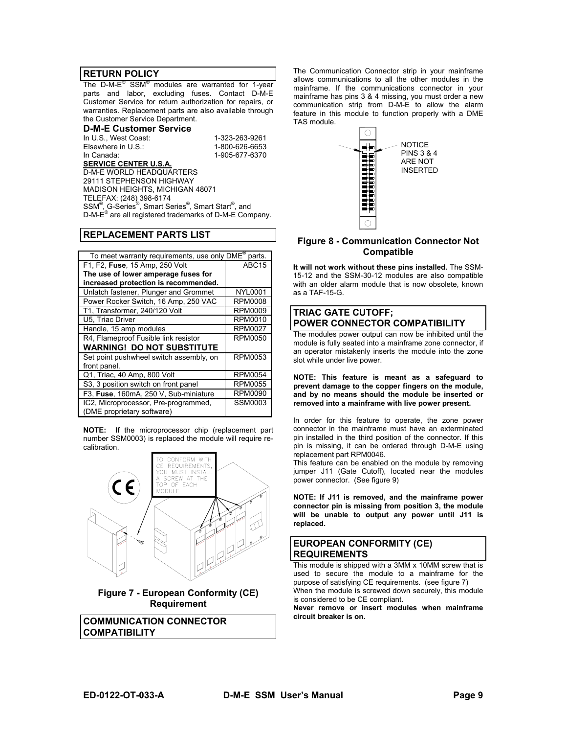## RETURN POLICY

The D-M-E® SSM® modules are warranted for 1-year parts and labor, excluding fuses. Contact D-M-E Customer Service for return authorization for repairs, or warranties. Replacement parts are also available through the Customer Service Department.

### D-M-E Customer Service

| | |
|---|---|
| In U.S., West Coast: | 1-323-263-9261 |
| Elsewhere in U.S.: | 1-800-626-6653 |
| In Canada: | 1-905-677-6370 |

**SERVICE CENTER U.S.A.**

D-M-E WORLD HEADQUARTERS
29111 STEPHENSON HIGHWAY
MADISON HEIGHTS, MICHIGAN 48071
TELEFAX: (248) 398-6174

SSM®, G-Series®, Smart Series®, Smart Start®, and D-M-E® are all registered trademarks of D-M-E Company.

## REPLACEMENT PARTS LIST

| To meet warranty requirements, use only DME® parts. | |
|---|---|
| F1, F2, **Fuse**, 15 Amp, 250 Volt **The use of lower amperage fuses for increased protection is recommended.** | ABC15 |
| Unlatch fastener, Plunger and Grommet | NYL0001 |
| Power Rocker Switch, 16 Amp, 250 VAC | RPM0008 |
| T1, Transformer, 240/120 Volt | RPM0009 |
| U5, Triac Driver | RPM0010 |
| Handle, 15 amp modules | RPM0027 |
| R4, Flameproof Fusible link resistor **WARNING! DO NOT SUBSTITUTE** | RPM0050 |
| Set point pushwheel switch assembly, on front panel. | RPM0053 |
| Q1, Triac, 40 Amp, 800 Volt | RPM0054 |
| S3, 3 position switch on front panel | RPM0055 |
| F3, **Fuse**, 160mA, 250 V, Sub-miniature | RPM0090 |
| IC2, Microprocessor, Pre-programmed, (DME proprietary software) | SSM0003 |

**NOTE:** If the microprocessor chip (replacement part number SSM0003) is replaced the module will require re-calibration.

TO CONFORM WITH CE REQUIREMENTS, YOU MUST INSTALL A SCREW AT THE TOP OF EACH MODULE

**Figure 7 - European Conformity (CE) Requirement**

## COMMUNICATION CONNECTOR COMPATIBILITY

The Communication Connector strip in your mainframe allows communications to all the other modules in the mainframe. If the communications connector in your mainframe has pins 3 & 4 missing, you must order a new communication strip from D-M-E to allow the alarm feature in this module to function properly with a DME TAS module.

NOTICE PINS 3 & 4 ARE NOT INSERTED

**Figure 8 - Communication Connector Not Compatible**

**It will not work without these pins installed.** The SSM-15-12 and the SSM-30-12 modules are also compatible with an older alarm module that is now obsolete, known as a TAF-15-G.

## TRIAC GATE CUTOFF; POWER CONNECTOR COMPATIBILITY

The modules power output can now be inhibited until the module is fully seated into a mainframe zone connector, if an operator mistakenly inserts the module into the zone slot while under live power.

**NOTE: This feature is meant as a safeguard to prevent damage to the copper fingers on the module, and by no means should the module be inserted or removed into a mainframe with live power present.**

In order for this feature to operate, the zone power connector in the mainframe must have an exterminated pin installed in the third position of the connector. If this pin is missing, it can be ordered through D-M-E using replacement part RPM0046.

This feature can be enabled on the module by removing jumper J11 (Gate Cutoff), located near the modules power connector. (See figure 9)

**NOTE: If J11 is removed, and the mainframe power connector pin is missing from position 3, the module will be unable to output any power until J11 is replaced.**

## EUROPEAN CONFORMITY (CE) REQUIREMENTS

This module is shipped with a 3MM x 10MM screw that is used to secure the module to a mainframe for the purpose of satisfying CE requirements. (see figure 7)

When the module is screwed down securely, this module is considered to be CE compliant.

**Never remove or insert modules when mainframe circuit breaker is on.**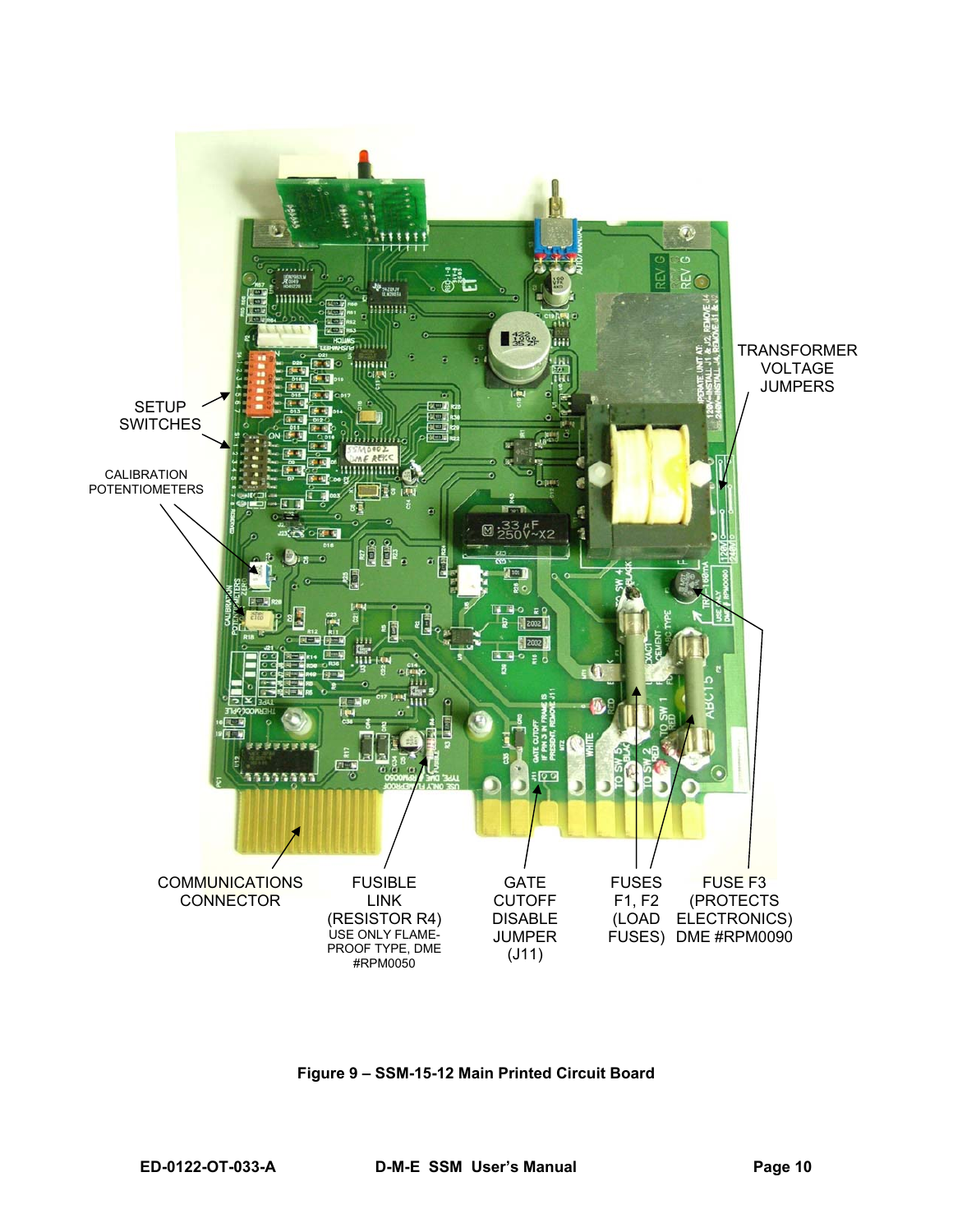SETUP SWITCHES

CALIBRATION POTENTIOMETERS

TRANSFORMER VOLTAGE JUMPERS

COMMUNICATIONS CONNECTOR

FUSIBLE LINK (RESISTOR R4) USE ONLY FLAME-PROOF TYPE, DME #RPM0050

GATE CUTOFF DISABLE JUMPER (J11)

FUSES F1, F2 (LOAD FUSES)

FUSE F3 (PROTECTS ELECTRONICS) DME #RPM0090

**Figure 9 – SSM-15-12 Main Printed Circuit Board**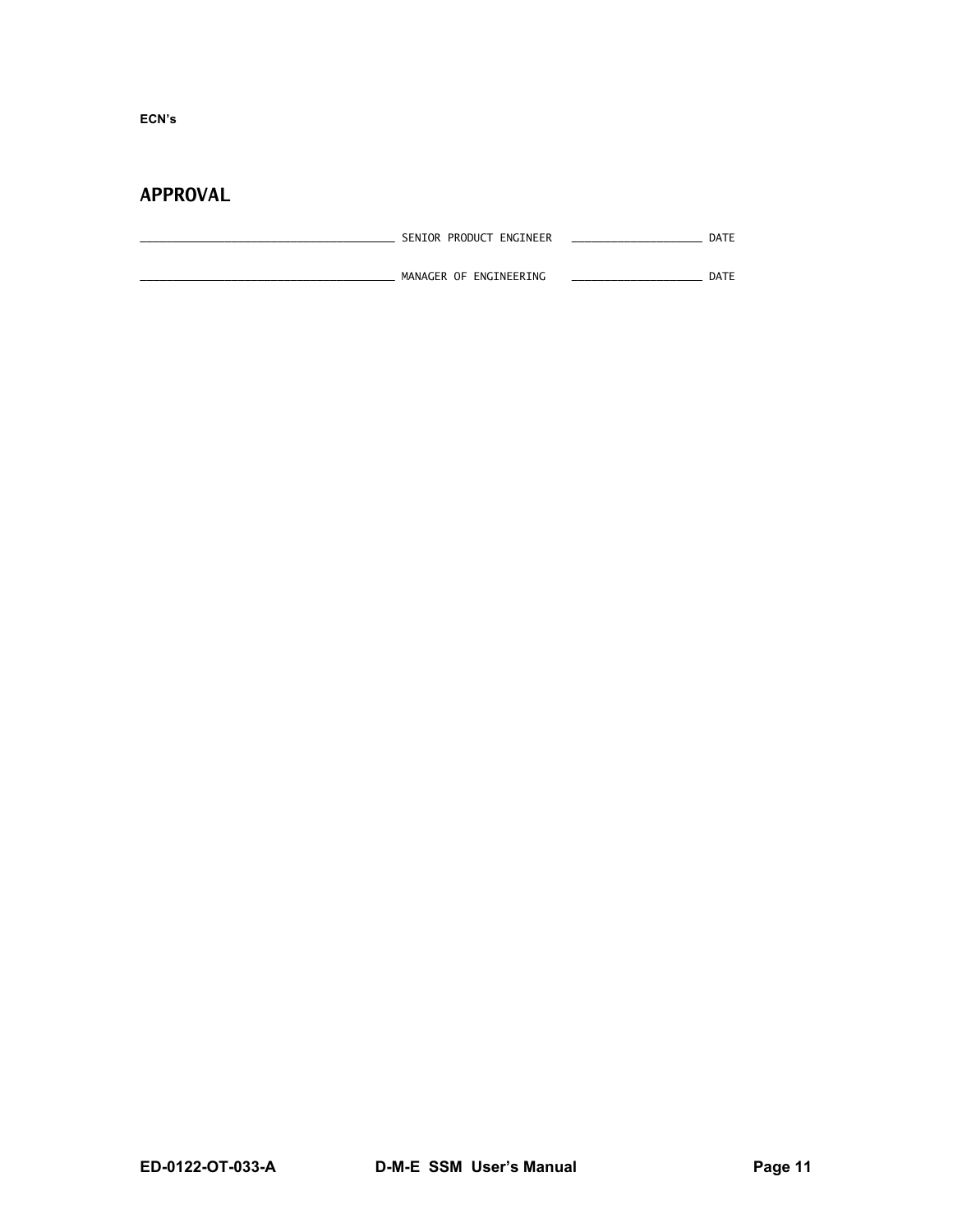**ECN's**

## APPROVAL

_______________________________________ SENIOR PRODUCT ENGINEER ____________________ DATE

_______________________________________ MANAGER OF ENGINEERING ____________________ DATE